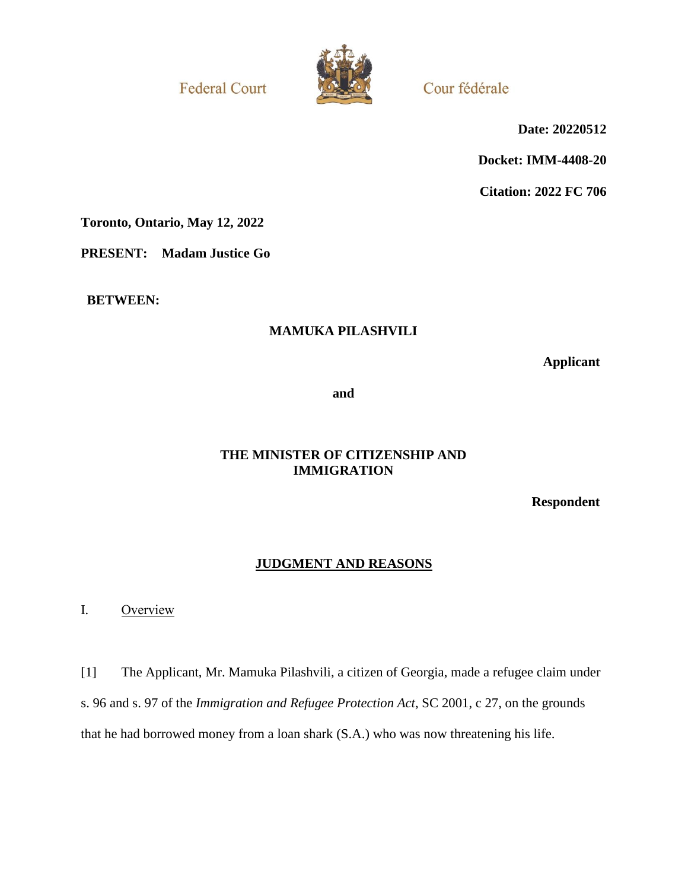Federal Court

Cour fédérale

**Date: 20220512**

**Docket: IMM-4408-20**

**Citation: 2022 FC 706**

**Toronto, Ontario, May 12, 2022**

**PRESENT: Madam Justice Go**

**BETWEEN:**

**MAMUKA PILASHVILI**

**Applicant**

**and**

**THE MINISTER OF CITIZENSHIP AND IMMIGRATION**

**Respondent**

## JUDGMENT AND REASONS

### I. Overview

[1] The Applicant, Mr. Mamuka Pilashvili, a citizen of Georgia, made a refugee claim under s. 96 and s. 97 of the *Immigration and Refugee Protection Act*, SC 2001, c 27, on the grounds that he had borrowed money from a loan shark (S.A.) who was now threatening his life.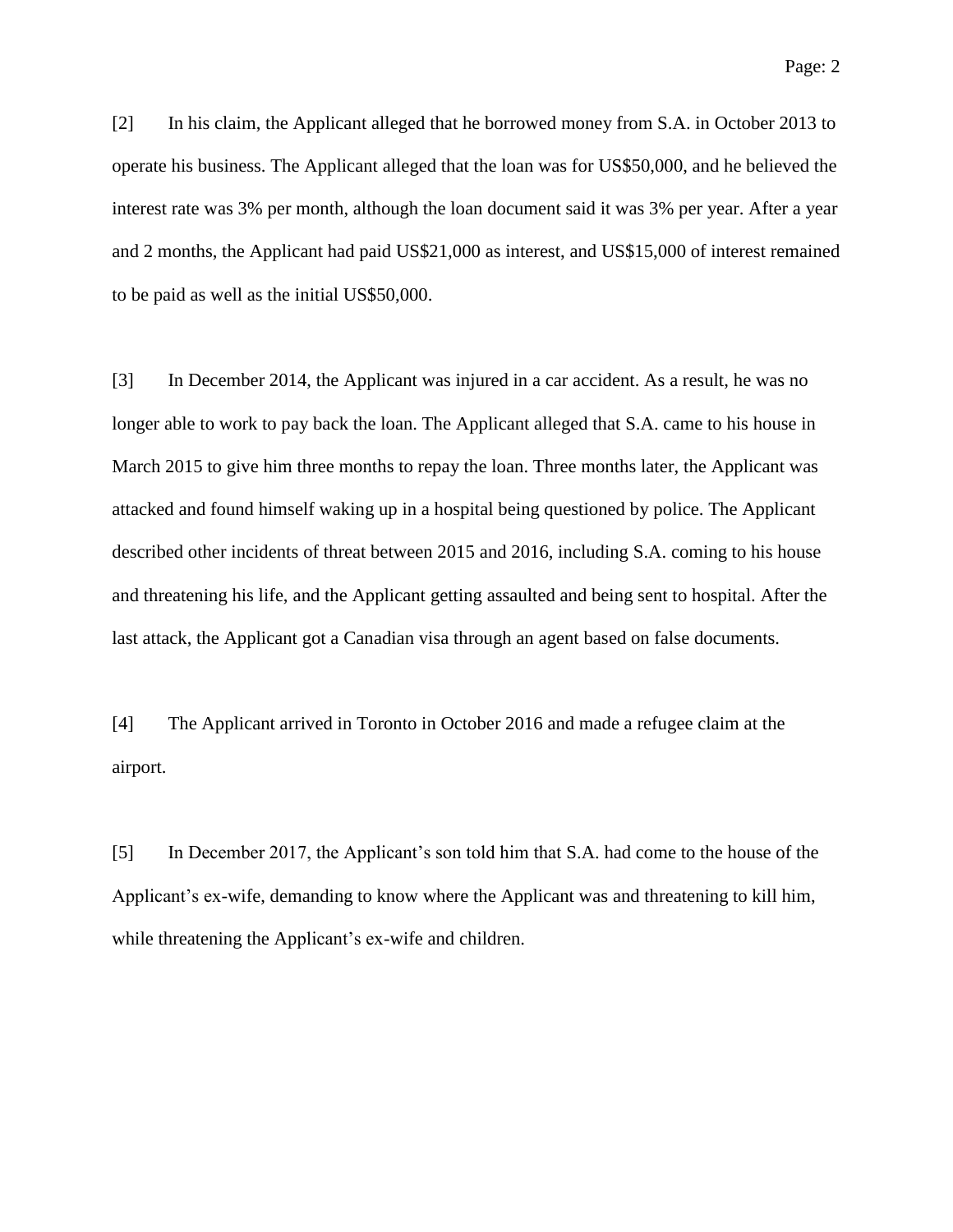[2] In his claim, the Applicant alleged that he borrowed money from S.A. in October 2013 to operate his business. The Applicant alleged that the loan was for US$50,000, and he believed the interest rate was 3% per month, although the loan document said it was 3% per year. After a year and 2 months, the Applicant had paid US$21,000 as interest, and US$15,000 of interest remained to be paid as well as the initial US$50,000.

[3] In December 2014, the Applicant was injured in a car accident. As a result, he was no longer able to work to pay back the loan. The Applicant alleged that S.A. came to his house in March 2015 to give him three months to repay the loan. Three months later, the Applicant was attacked and found himself waking up in a hospital being questioned by police. The Applicant described other incidents of threat between 2015 and 2016, including S.A. coming to his house and threatening his life, and the Applicant getting assaulted and being sent to hospital. After the last attack, the Applicant got a Canadian visa through an agent based on false documents.

[4] The Applicant arrived in Toronto in October 2016 and made a refugee claim at the airport.

[5] In December 2017, the Applicant's son told him that S.A. had come to the house of the Applicant's ex-wife, demanding to know where the Applicant was and threatening to kill him, while threatening the Applicant's ex-wife and children.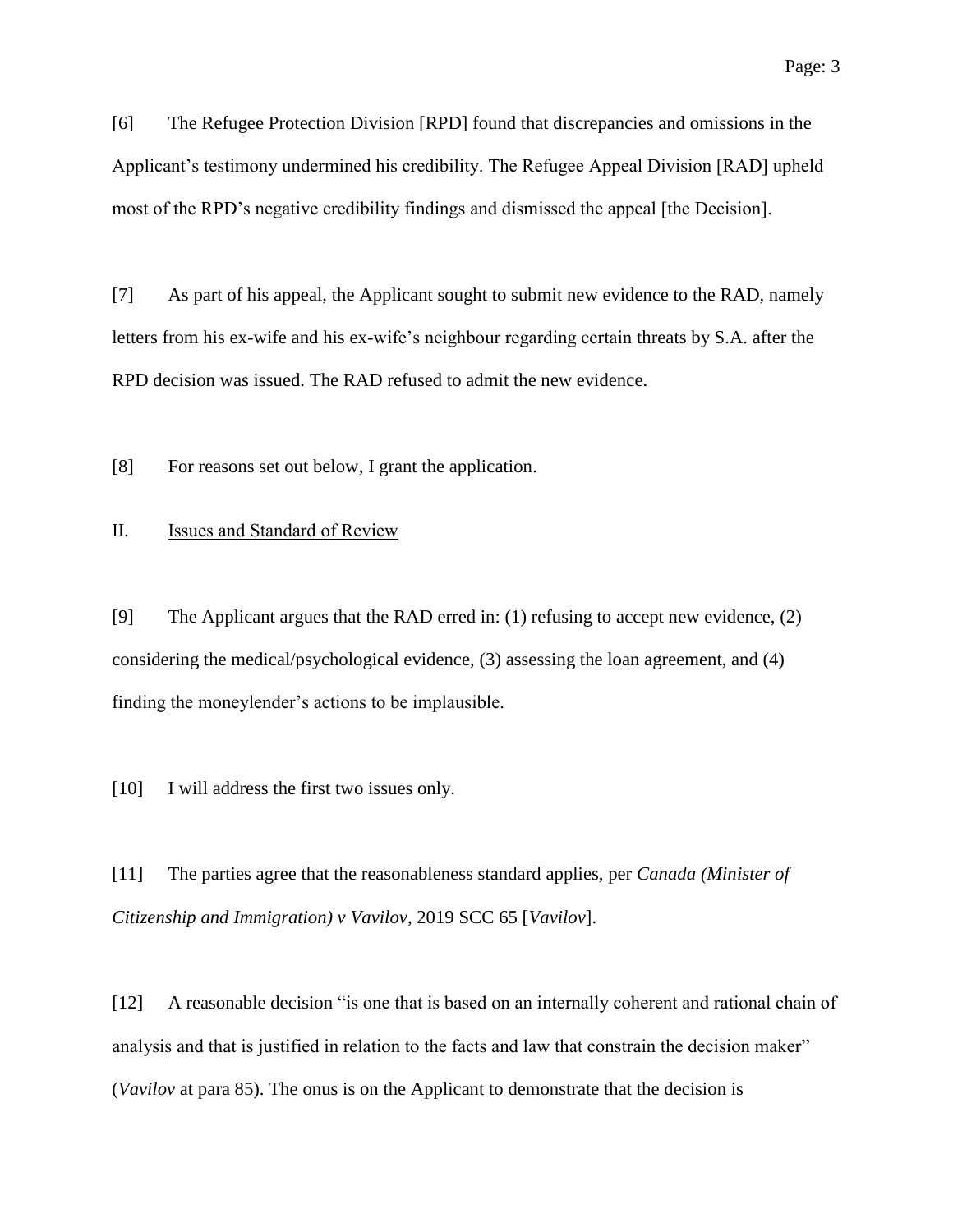[6] The Refugee Protection Division [RPD] found that discrepancies and omissions in the Applicant's testimony undermined his credibility. The Refugee Appeal Division [RAD] upheld most of the RPD's negative credibility findings and dismissed the appeal [the Decision].

[7] As part of his appeal, the Applicant sought to submit new evidence to the RAD, namely letters from his ex-wife and his ex-wife's neighbour regarding certain threats by S.A. after the RPD decision was issued. The RAD refused to admit the new evidence.

[8] For reasons set out below, I grant the application.

## II. Issues and Standard of Review

[9] The Applicant argues that the RAD erred in: (1) refusing to accept new evidence, (2) considering the medical/psychological evidence, (3) assessing the loan agreement, and (4) finding the moneylender's actions to be implausible.

[10] I will address the first two issues only.

[11] The parties agree that the reasonableness standard applies, per *Canada (Minister of Citizenship and Immigration) v Vavilov*, 2019 SCC 65 [*Vavilov*].

[12] A reasonable decision "is one that is based on an internally coherent and rational chain of analysis and that is justified in relation to the facts and law that constrain the decision maker" (*Vavilov* at para 85). The onus is on the Applicant to demonstrate that the decision is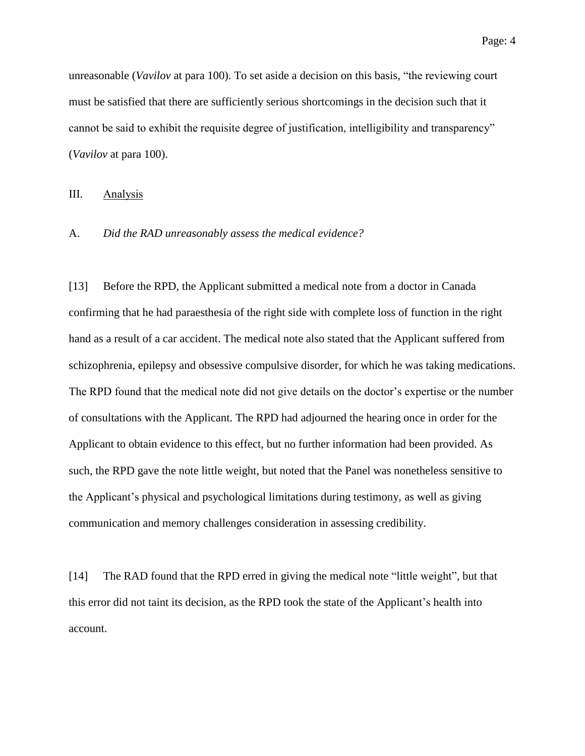unreasonable (*Vavilov* at para 100). To set aside a decision on this basis, "the reviewing court must be satisfied that there are sufficiently serious shortcomings in the decision such that it cannot be said to exhibit the requisite degree of justification, intelligibility and transparency" (*Vavilov* at para 100).

## III. Analysis

### A. *Did the RAD unreasonably assess the medical evidence?*

[13] Before the RPD, the Applicant submitted a medical note from a doctor in Canada confirming that he had paraesthesia of the right side with complete loss of function in the right hand as a result of a car accident. The medical note also stated that the Applicant suffered from schizophrenia, epilepsy and obsessive compulsive disorder, for which he was taking medications. The RPD found that the medical note did not give details on the doctor's expertise or the number of consultations with the Applicant. The RPD had adjourned the hearing once in order for the Applicant to obtain evidence to this effect, but no further information had been provided. As such, the RPD gave the note little weight, but noted that the Panel was nonetheless sensitive to the Applicant's physical and psychological limitations during testimony, as well as giving communication and memory challenges consideration in assessing credibility.

[14] The RAD found that the RPD erred in giving the medical note "little weight", but that this error did not taint its decision, as the RPD took the state of the Applicant's health into account.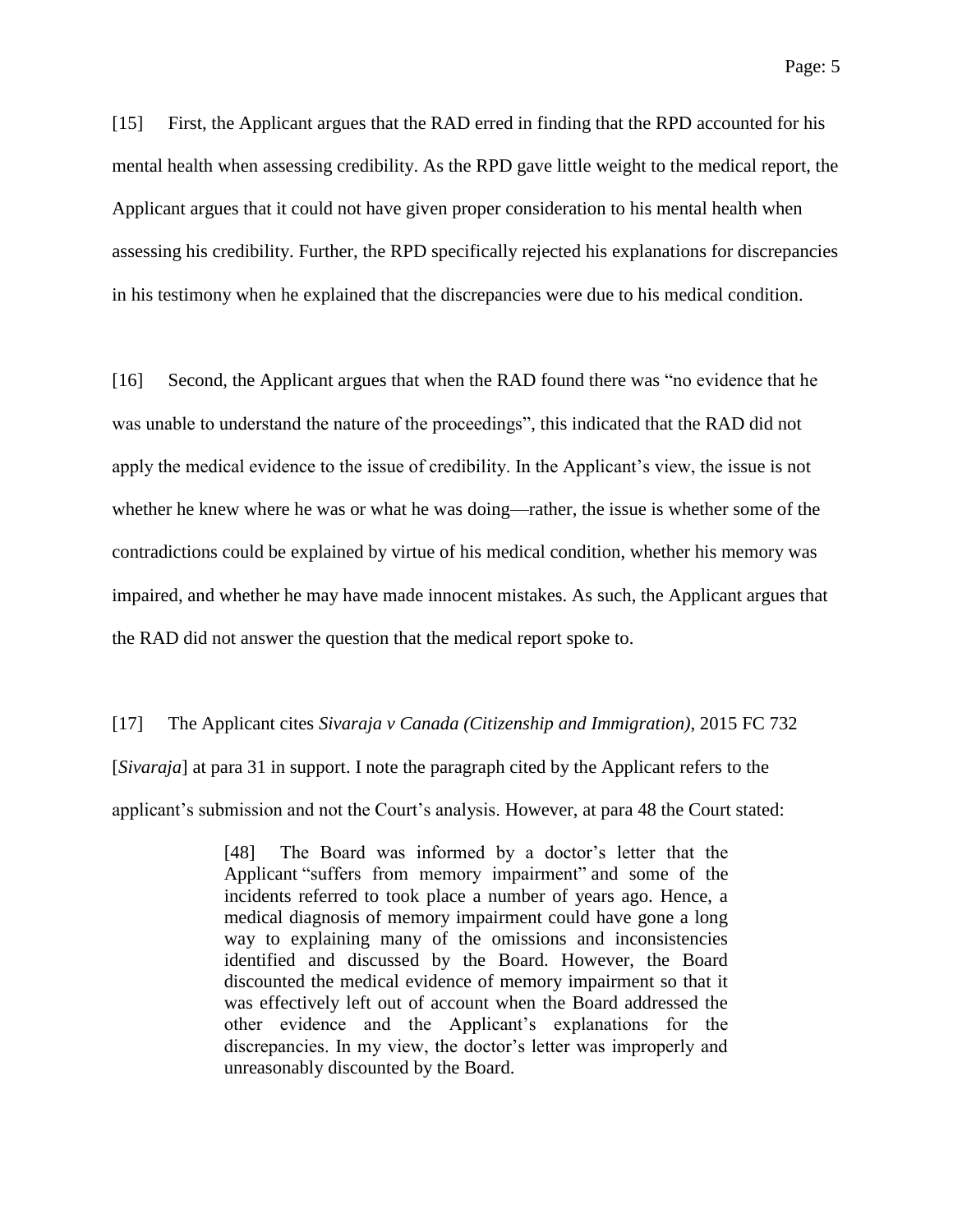[15] First, the Applicant argues that the RAD erred in finding that the RPD accounted for his mental health when assessing credibility. As the RPD gave little weight to the medical report, the Applicant argues that it could not have given proper consideration to his mental health when assessing his credibility. Further, the RPD specifically rejected his explanations for discrepancies in his testimony when he explained that the discrepancies were due to his medical condition.

[16] Second, the Applicant argues that when the RAD found there was "no evidence that he was unable to understand the nature of the proceedings", this indicated that the RAD did not apply the medical evidence to the issue of credibility. In the Applicant's view, the issue is not whether he knew where he was or what he was doing—rather, the issue is whether some of the contradictions could be explained by virtue of his medical condition, whether his memory was impaired, and whether he may have made innocent mistakes. As such, the Applicant argues that the RAD did not answer the question that the medical report spoke to.

[17] The Applicant cites *Sivaraja v Canada (Citizenship and Immigration)*, 2015 FC 732 [*Sivaraja*] at para 31 in support. I note the paragraph cited by the Applicant refers to the applicant's submission and not the Court's analysis. However, at para 48 the Court stated:

> [48] The Board was informed by a doctor's letter that the Applicant "suffers from memory impairment" and some of the incidents referred to took place a number of years ago. Hence, a medical diagnosis of memory impairment could have gone a long way to explaining many of the omissions and inconsistencies identified and discussed by the Board. However, the Board discounted the medical evidence of memory impairment so that it was effectively left out of account when the Board addressed the other evidence and the Applicant's explanations for the discrepancies. In my view, the doctor's letter was improperly and unreasonably discounted by the Board.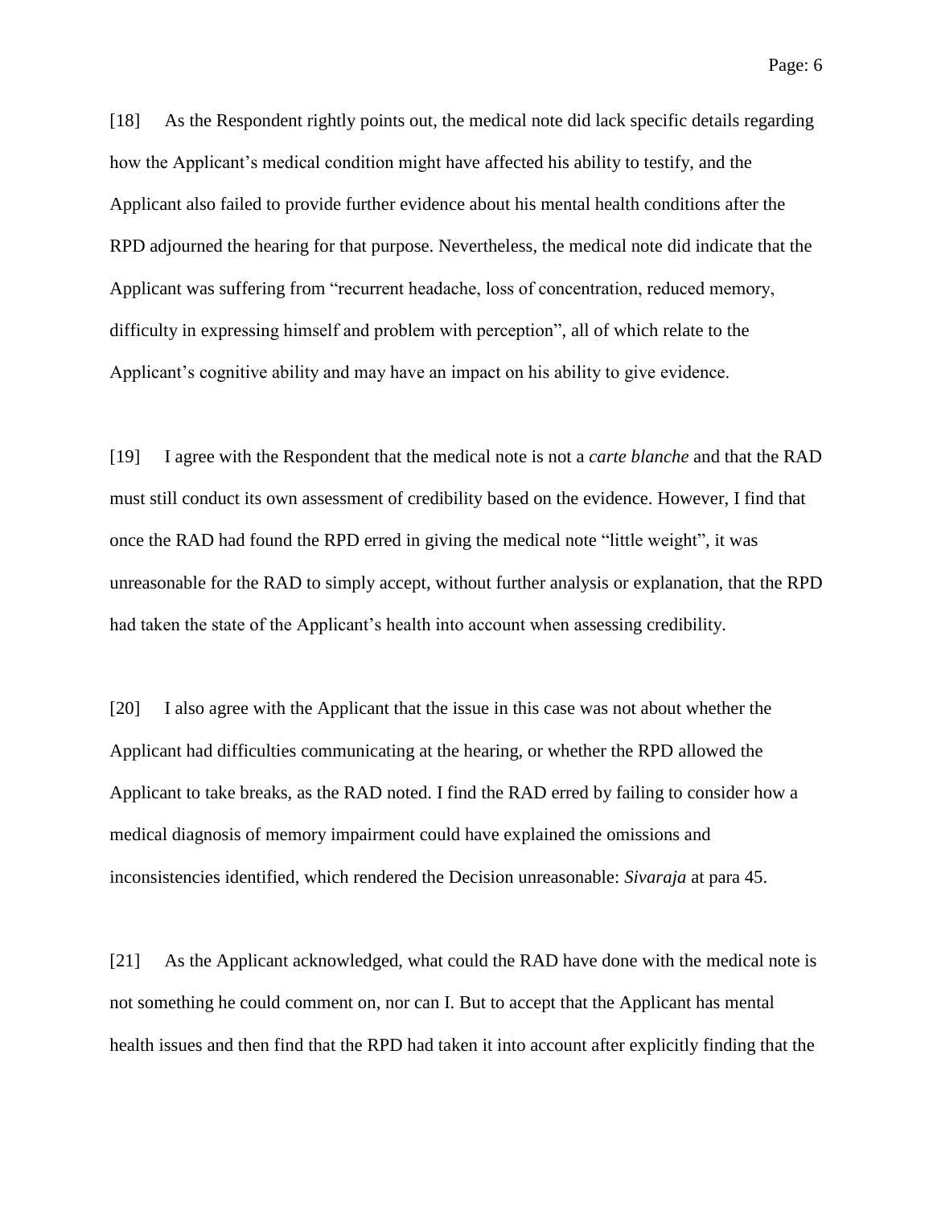[18] As the Respondent rightly points out, the medical note did lack specific details regarding how the Applicant's medical condition might have affected his ability to testify, and the Applicant also failed to provide further evidence about his mental health conditions after the RPD adjourned the hearing for that purpose. Nevertheless, the medical note did indicate that the Applicant was suffering from "recurrent headache, loss of concentration, reduced memory, difficulty in expressing himself and problem with perception", all of which relate to the Applicant's cognitive ability and may have an impact on his ability to give evidence.

[19] I agree with the Respondent that the medical note is not a *carte blanche* and that the RAD must still conduct its own assessment of credibility based on the evidence. However, I find that once the RAD had found the RPD erred in giving the medical note "little weight", it was unreasonable for the RAD to simply accept, without further analysis or explanation, that the RPD had taken the state of the Applicant's health into account when assessing credibility.

[20] I also agree with the Applicant that the issue in this case was not about whether the Applicant had difficulties communicating at the hearing, or whether the RPD allowed the Applicant to take breaks, as the RAD noted. I find the RAD erred by failing to consider how a medical diagnosis of memory impairment could have explained the omissions and inconsistencies identified, which rendered the Decision unreasonable: *Sivaraja* at para 45.

[21] As the Applicant acknowledged, what could the RAD have done with the medical note is not something he could comment on, nor can I. But to accept that the Applicant has mental health issues and then find that the RPD had taken it into account after explicitly finding that the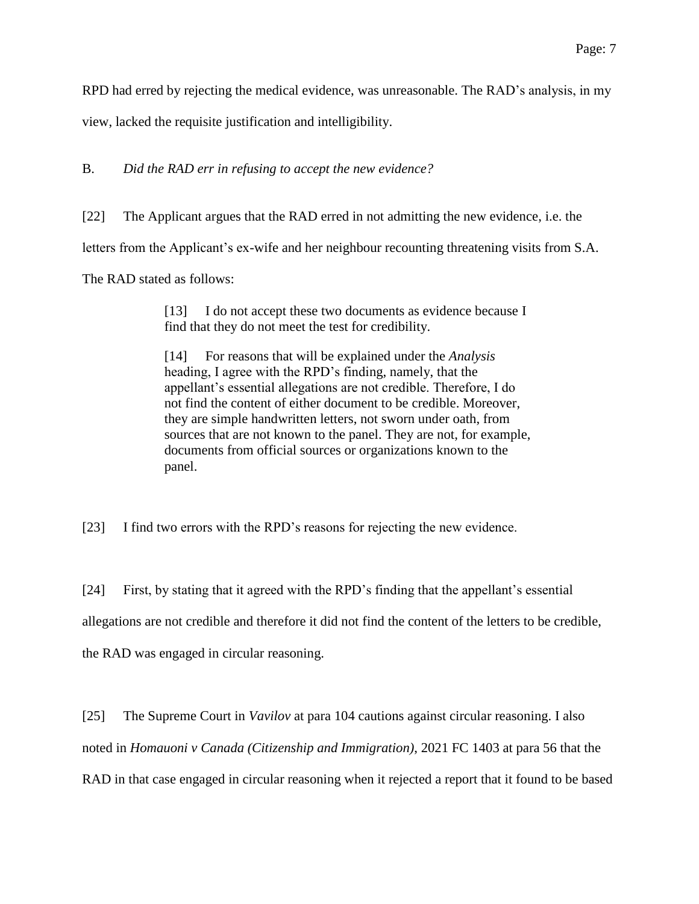RPD had erred by rejecting the medical evidence, was unreasonable. The RAD's analysis, in my view, lacked the requisite justification and intelligibility.

B. *Did the RAD err in refusing to accept the new evidence?*

[22] The Applicant argues that the RAD erred in not admitting the new evidence, i.e. the letters from the Applicant's ex-wife and her neighbour recounting threatening visits from S.A. The RAD stated as follows:

> [13] I do not accept these two documents as evidence because I find that they do not meet the test for credibility.
>
> [14] For reasons that will be explained under the *Analysis* heading, I agree with the RPD's finding, namely, that the appellant's essential allegations are not credible. Therefore, I do not find the content of either document to be credible. Moreover, they are simple handwritten letters, not sworn under oath, from sources that are not known to the panel. They are not, for example, documents from official sources or organizations known to the panel.

[23] I find two errors with the RPD's reasons for rejecting the new evidence.

[24] First, by stating that it agreed with the RPD's finding that the appellant's essential allegations are not credible and therefore it did not find the content of the letters to be credible, the RAD was engaged in circular reasoning.

[25] The Supreme Court in *Vavilov* at para 104 cautions against circular reasoning. I also noted in *Homauoni v Canada (Citizenship and Immigration)*, 2021 FC 1403 at para 56 that the RAD in that case engaged in circular reasoning when it rejected a report that it found to be based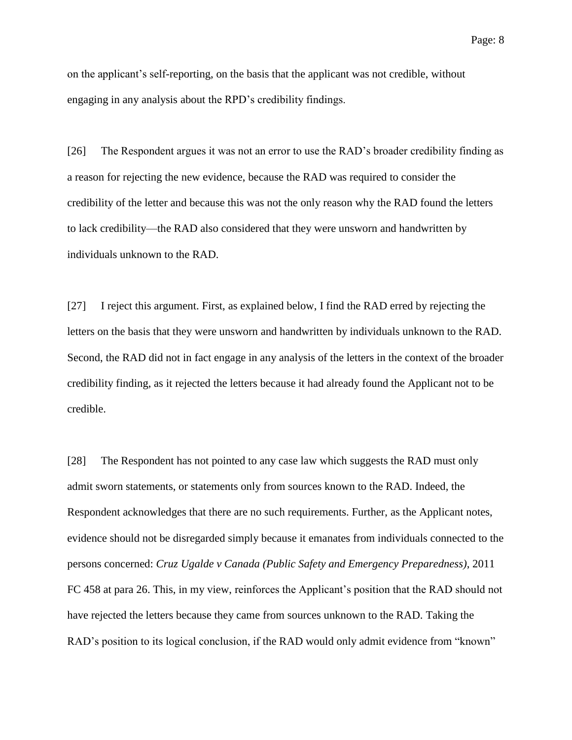on the applicant's self-reporting, on the basis that the applicant was not credible, without engaging in any analysis about the RPD's credibility findings.

[26] The Respondent argues it was not an error to use the RAD's broader credibility finding as a reason for rejecting the new evidence, because the RAD was required to consider the credibility of the letter and because this was not the only reason why the RAD found the letters to lack credibility—the RAD also considered that they were unsworn and handwritten by individuals unknown to the RAD.

[27] I reject this argument. First, as explained below, I find the RAD erred by rejecting the letters on the basis that they were unsworn and handwritten by individuals unknown to the RAD. Second, the RAD did not in fact engage in any analysis of the letters in the context of the broader credibility finding, as it rejected the letters because it had already found the Applicant not to be credible.

[28] The Respondent has not pointed to any case law which suggests the RAD must only admit sworn statements, or statements only from sources known to the RAD. Indeed, the Respondent acknowledges that there are no such requirements. Further, as the Applicant notes, evidence should not be disregarded simply because it emanates from individuals connected to the persons concerned: *Cruz Ugalde v Canada (Public Safety and Emergency Preparedness)*, 2011 FC 458 at para 26. This, in my view, reinforces the Applicant's position that the RAD should not have rejected the letters because they came from sources unknown to the RAD. Taking the RAD's position to its logical conclusion, if the RAD would only admit evidence from "known"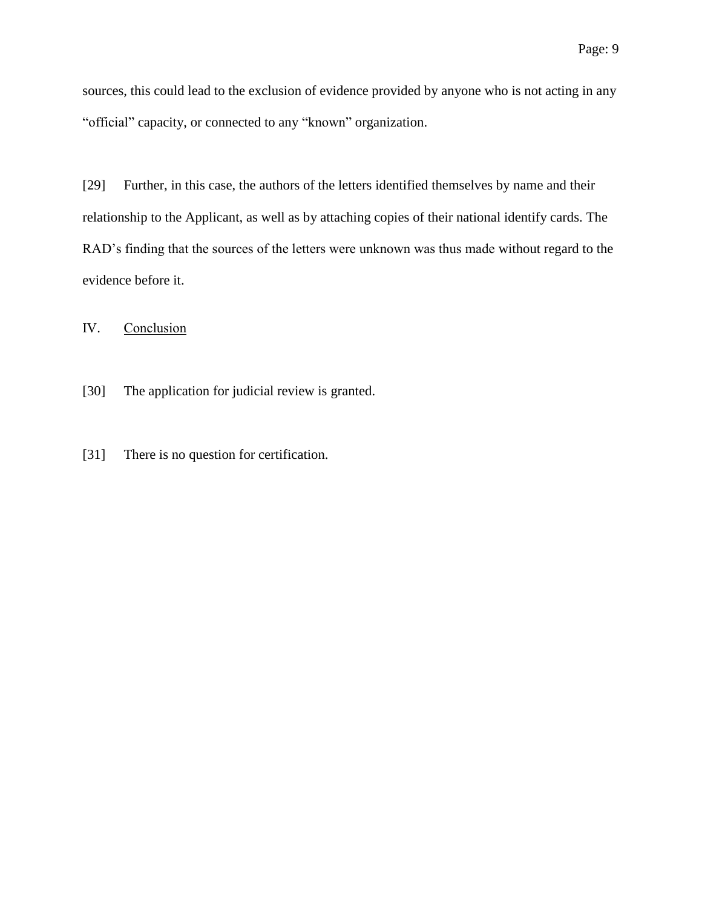sources, this could lead to the exclusion of evidence provided by anyone who is not acting in any "official" capacity, or connected to any "known" organization.

[29] Further, in this case, the authors of the letters identified themselves by name and their relationship to the Applicant, as well as by attaching copies of their national identify cards. The RAD's finding that the sources of the letters were unknown was thus made without regard to the evidence before it.

## IV. Conclusion

[30] The application for judicial review is granted.

[31] There is no question for certification.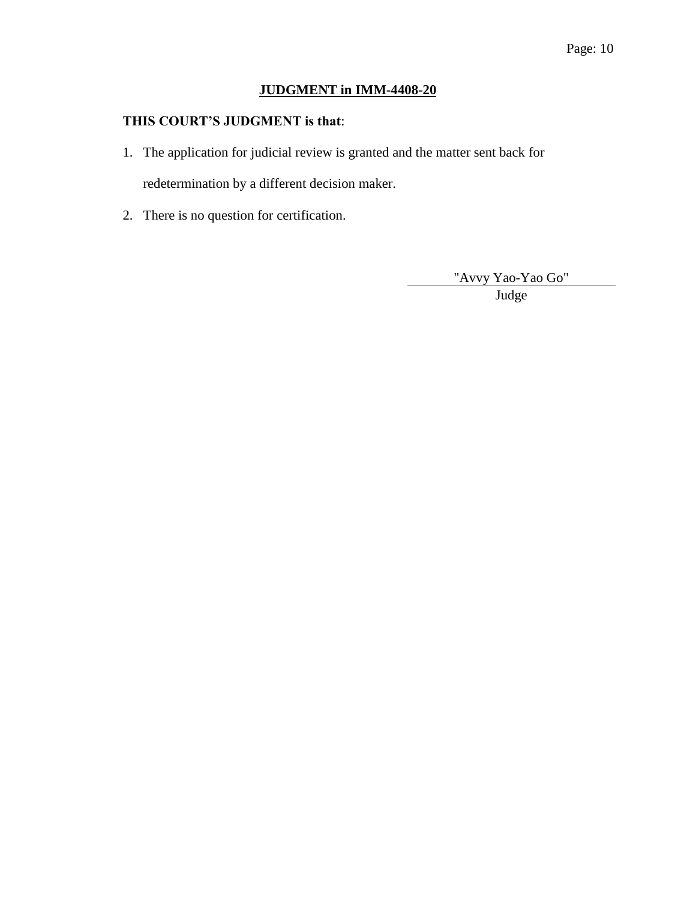## JUDGMENT in IMM-4408-20

**THIS COURT'S JUDGMENT is that**:

1. The application for judicial review is granted and the matter sent back for redetermination by a different decision maker.
2. There is no question for certification.

"Avvy Yao-Yao Go"

Judge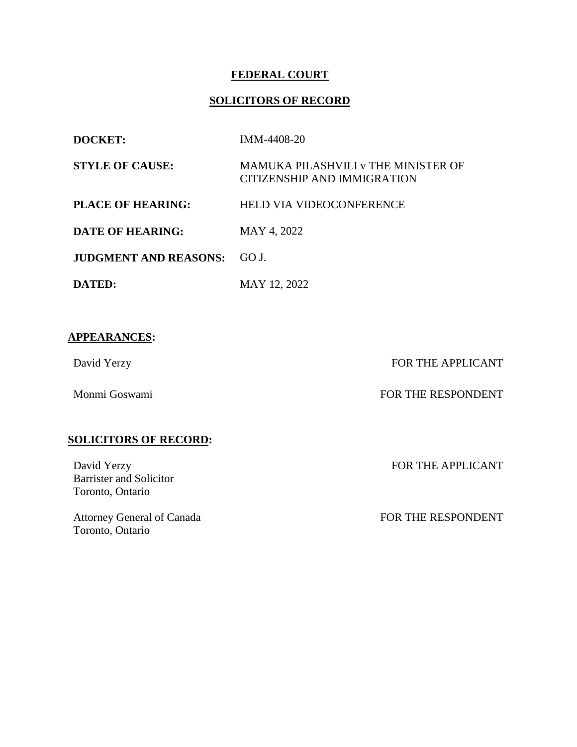**FEDERAL COURT**

**SOLICITORS OF RECORD**

| | |
|---|---|
| **DOCKET:** | IMM-4408-20 |
| **STYLE OF CAUSE:** | MAMUKA PILASHVILI v THE MINISTER OF CITIZENSHIP AND IMMIGRATION |
| **PLACE OF HEARING:** | HELD VIA VIDEOCONFERENCE |
| **DATE OF HEARING:** | MAY 4, 2022 |
| **JUDGMENT AND REASONS:** | GO J. |
| **DATED:** | MAY 12, 2022 |

**APPEARANCES:**

| | |
|---|---|
| David Yerzy | FOR THE APPLICANT |
| Monmi Goswami | FOR THE RESPONDENT |

**SOLICITORS OF RECORD:**

| | |
|---|---|
| David Yerzy<br>Barrister and Solicitor<br>Toronto, Ontario | FOR THE APPLICANT |
| Attorney General of Canada<br>Toronto, Ontario | FOR THE RESPONDENT |